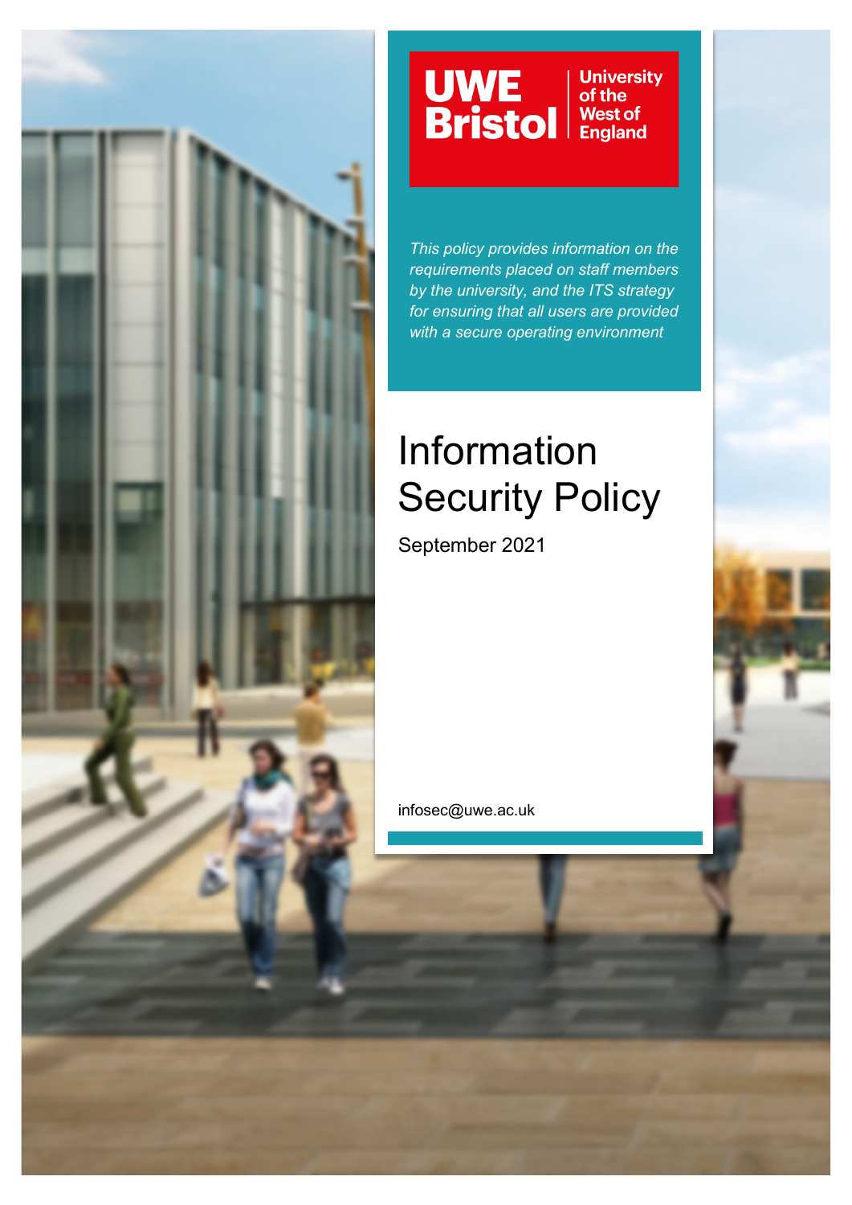UWE Bristol | University of the West of England

*This policy provides information on the requirements placed on staff members by the university, and the ITS strategy for ensuring that all users are provided with a secure operating environment*

# Information Security Policy

September 2021

infosec@uwe.ac.uk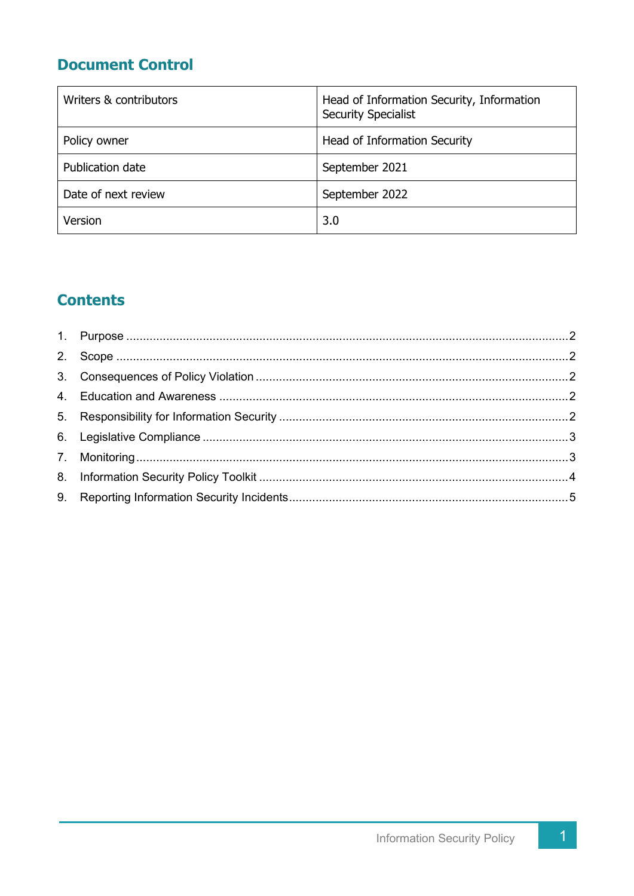## Document Control

| Writers & contributors | Head of Information Security, Information Security Specialist |
|---|---|
| Policy owner | Head of Information Security |
| Publication date | September 2021 |
| Date of next review | September 2022 |
| Version | 3.0 |

## Contents

1. Purpose ....................................................................................................2
2. Scope ........................................................................................................2
3. Consequences of Policy Violation .............................................................2
4. Education and Awareness .........................................................................2
5. Responsibility for Information Security ......................................................2
6. Legislative Compliance ..............................................................................3
7. Monitoring..................................................................................................3
8. Information Security Policy Toolkit .............................................................4
9. Reporting Information Security Incidents....................................................5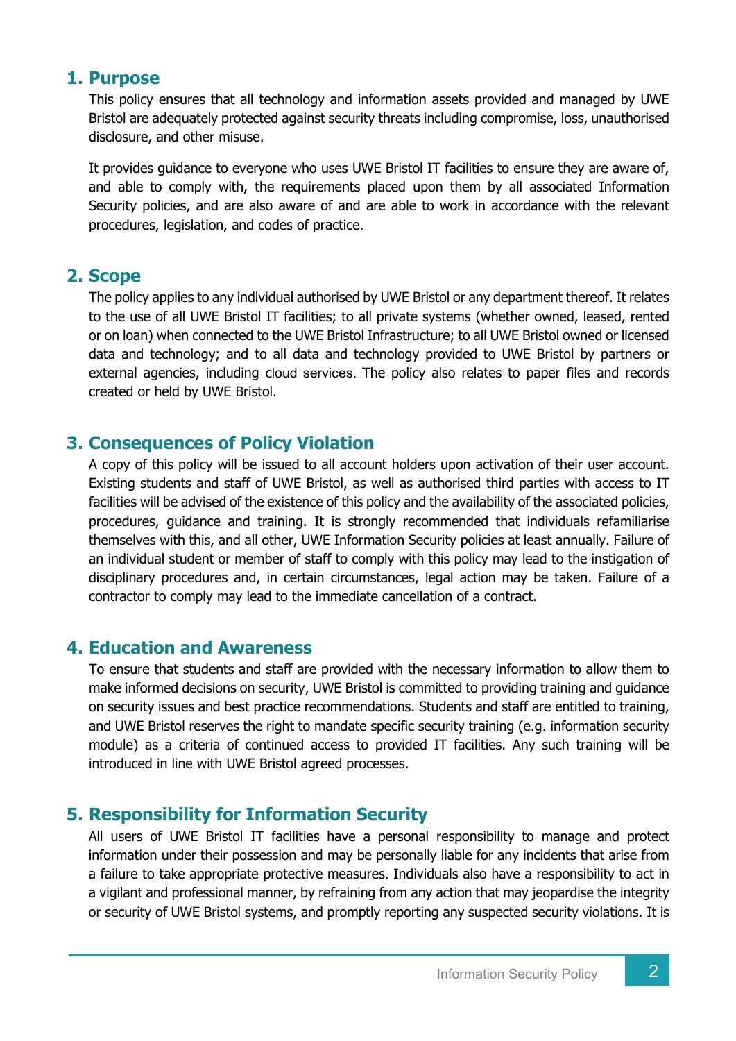## 1. Purpose

This policy ensures that all technology and information assets provided and managed by UWE Bristol are adequately protected against security threats including compromise, loss, unauthorised disclosure, and other misuse.

It provides guidance to everyone who uses UWE Bristol IT facilities to ensure they are aware of, and able to comply with, the requirements placed upon them by all associated Information Security policies, and are also aware of and are able to work in accordance with the relevant procedures, legislation, and codes of practice.

## 2. Scope

The policy applies to any individual authorised by UWE Bristol or any department thereof. It relates to the use of all UWE Bristol IT facilities; to all private systems (whether owned, leased, rented or on loan) when connected to the UWE Bristol Infrastructure; to all UWE Bristol owned or licensed data and technology; and to all data and technology provided to UWE Bristol by partners or external agencies, including cloud services. The policy also relates to paper files and records created or held by UWE Bristol.

## 3. Consequences of Policy Violation

A copy of this policy will be issued to all account holders upon activation of their user account. Existing students and staff of UWE Bristol, as well as authorised third parties with access to IT facilities will be advised of the existence of this policy and the availability of the associated policies, procedures, guidance and training. It is strongly recommended that individuals refamiliarise themselves with this, and all other, UWE Information Security policies at least annually. Failure of an individual student or member of staff to comply with this policy may lead to the instigation of disciplinary procedures and, in certain circumstances, legal action may be taken. Failure of a contractor to comply may lead to the immediate cancellation of a contract.

## 4. Education and Awareness

To ensure that students and staff are provided with the necessary information to allow them to make informed decisions on security, UWE Bristol is committed to providing training and guidance on security issues and best practice recommendations. Students and staff are entitled to training, and UWE Bristol reserves the right to mandate specific security training (e.g. information security module) as a criteria of continued access to provided IT facilities. Any such training will be introduced in line with UWE Bristol agreed processes.

## 5. Responsibility for Information Security

All users of UWE Bristol IT facilities have a personal responsibility to manage and protect information under their possession and may be personally liable for any incidents that arise from a failure to take appropriate protective measures. Individuals also have a responsibility to act in a vigilant and professional manner, by refraining from any action that may jeopardise the integrity or security of UWE Bristol systems, and promptly reporting any suspected security violations. It is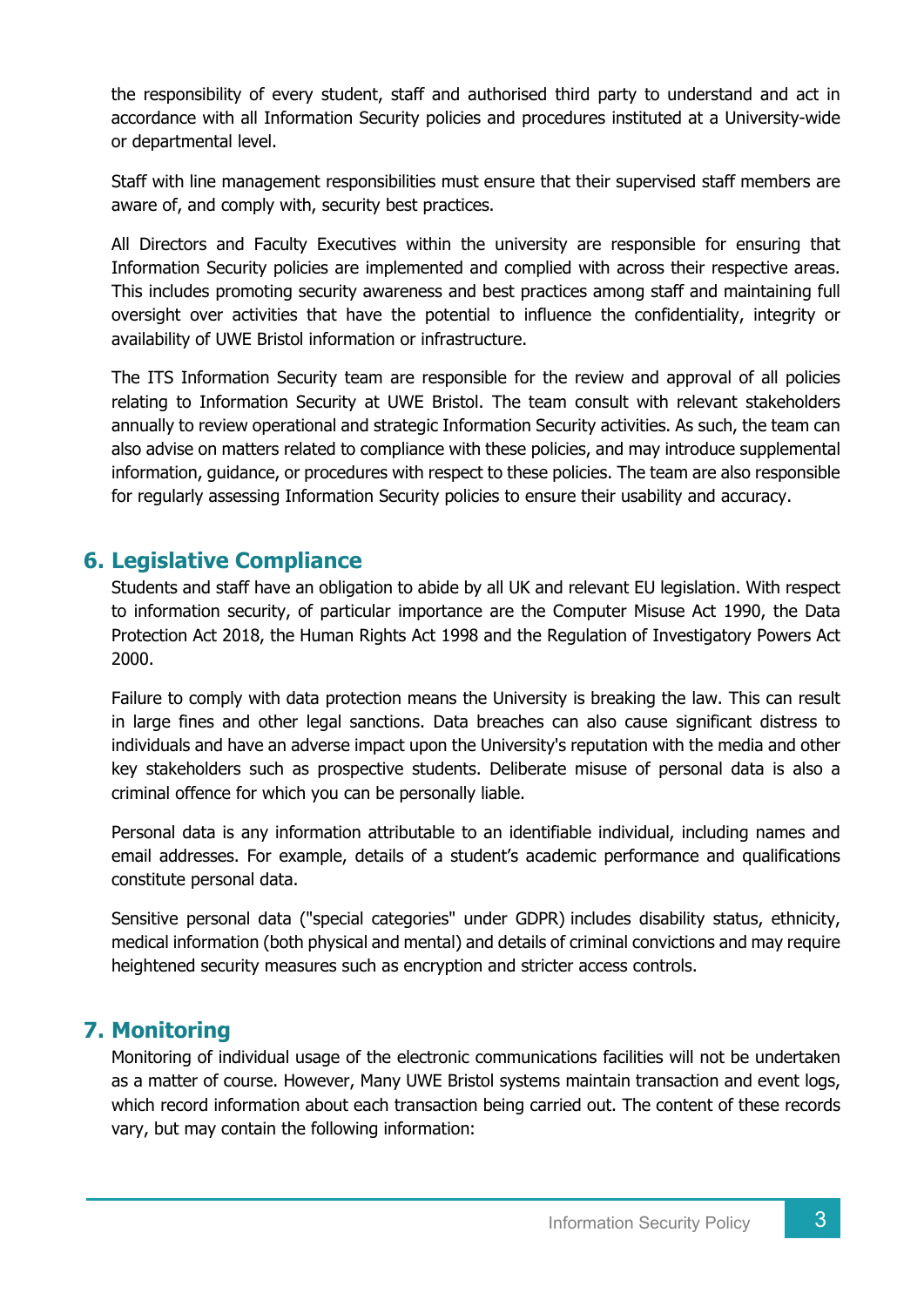the responsibility of every student, staff and authorised third party to understand and act in accordance with all Information Security policies and procedures instituted at a University-wide or departmental level.

Staff with line management responsibilities must ensure that their supervised staff members are aware of, and comply with, security best practices.

All Directors and Faculty Executives within the university are responsible for ensuring that Information Security policies are implemented and complied with across their respective areas. This includes promoting security awareness and best practices among staff and maintaining full oversight over activities that have the potential to influence the confidentiality, integrity or availability of UWE Bristol information or infrastructure.

The ITS Information Security team are responsible for the review and approval of all policies relating to Information Security at UWE Bristol. The team consult with relevant stakeholders annually to review operational and strategic Information Security activities. As such, the team can also advise on matters related to compliance with these policies, and may introduce supplemental information, guidance, or procedures with respect to these policies. The team are also responsible for regularly assessing Information Security policies to ensure their usability and accuracy.

## 6. Legislative Compliance

Students and staff have an obligation to abide by all UK and relevant EU legislation. With respect to information security, of particular importance are the Computer Misuse Act 1990, the Data Protection Act 2018, the Human Rights Act 1998 and the Regulation of Investigatory Powers Act 2000.

Failure to comply with data protection means the University is breaking the law. This can result in large fines and other legal sanctions. Data breaches can also cause significant distress to individuals and have an adverse impact upon the University's reputation with the media and other key stakeholders such as prospective students. Deliberate misuse of personal data is also a criminal offence for which you can be personally liable.

Personal data is any information attributable to an identifiable individual, including names and email addresses. For example, details of a student's academic performance and qualifications constitute personal data.

Sensitive personal data ("special categories" under GDPR) includes disability status, ethnicity, medical information (both physical and mental) and details of criminal convictions and may require heightened security measures such as encryption and stricter access controls.

## 7. Monitoring

Monitoring of individual usage of the electronic communications facilities will not be undertaken as a matter of course. However, Many UWE Bristol systems maintain transaction and event logs, which record information about each transaction being carried out. The content of these records vary, but may contain the following information: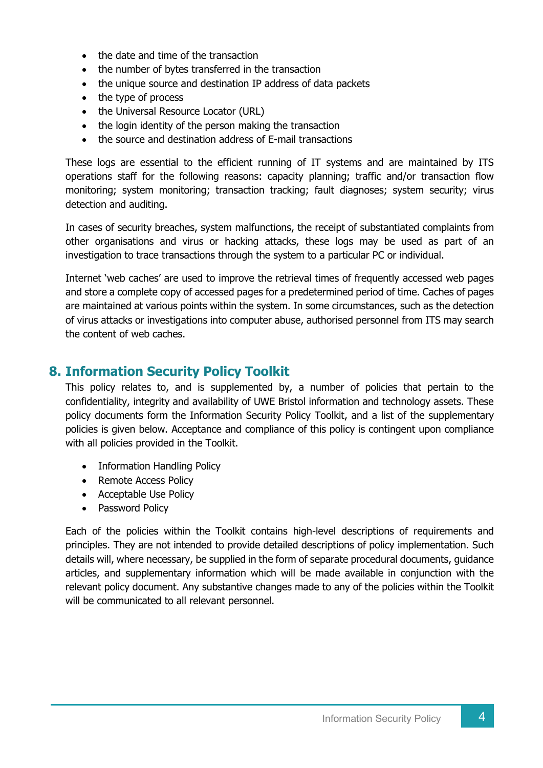- the date and time of the transaction
- the number of bytes transferred in the transaction
- the unique source and destination IP address of data packets
- the type of process
- the Universal Resource Locator (URL)
- the login identity of the person making the transaction
- the source and destination address of E-mail transactions

These logs are essential to the efficient running of IT systems and are maintained by ITS operations staff for the following reasons: capacity planning; traffic and/or transaction flow monitoring; system monitoring; transaction tracking; fault diagnoses; system security; virus detection and auditing.

In cases of security breaches, system malfunctions, the receipt of substantiated complaints from other organisations and virus or hacking attacks, these logs may be used as part of an investigation to trace transactions through the system to a particular PC or individual.

Internet 'web caches' are used to improve the retrieval times of frequently accessed web pages and store a complete copy of accessed pages for a predetermined period of time. Caches of pages are maintained at various points within the system. In some circumstances, such as the detection of virus attacks or investigations into computer abuse, authorised personnel from ITS may search the content of web caches.

## 8. Information Security Policy Toolkit

This policy relates to, and is supplemented by, a number of policies that pertain to the confidentiality, integrity and availability of UWE Bristol information and technology assets. These policy documents form the Information Security Policy Toolkit, and a list of the supplementary policies is given below. Acceptance and compliance of this policy is contingent upon compliance with all policies provided in the Toolkit.

- Information Handling Policy
- Remote Access Policy
- Acceptable Use Policy
- Password Policy

Each of the policies within the Toolkit contains high-level descriptions of requirements and principles. They are not intended to provide detailed descriptions of policy implementation. Such details will, where necessary, be supplied in the form of separate procedural documents, guidance articles, and supplementary information which will be made available in conjunction with the relevant policy document. Any substantive changes made to any of the policies within the Toolkit will be communicated to all relevant personnel.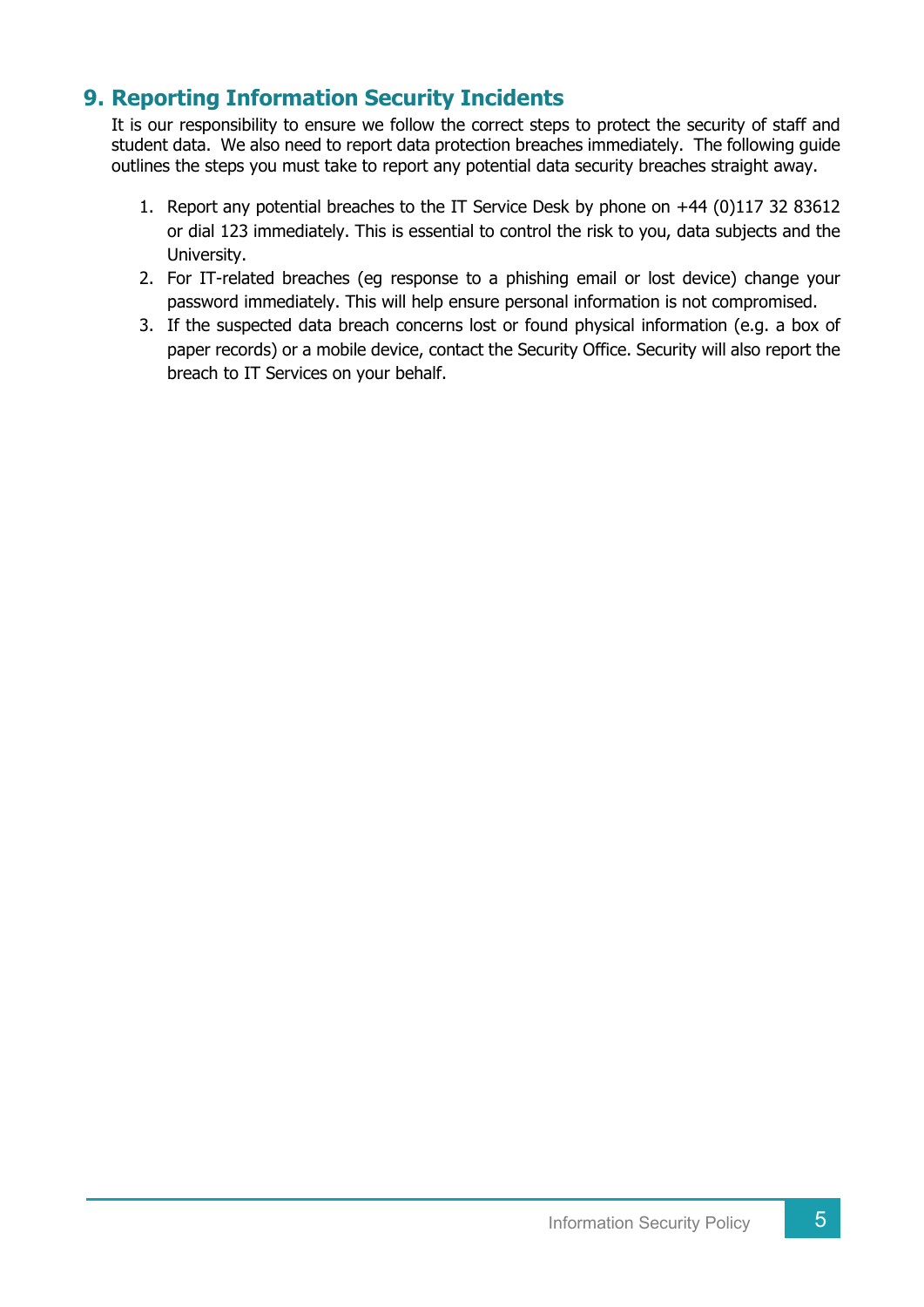## 9. Reporting Information Security Incidents

It is our responsibility to ensure we follow the correct steps to protect the security of staff and student data. We also need to report data protection breaches immediately. The following guide outlines the steps you must take to report any potential data security breaches straight away.

1. Report any potential breaches to the IT Service Desk by phone on +44 (0)117 32 83612 or dial 123 immediately. This is essential to control the risk to you, data subjects and the University.
2. For IT-related breaches (eg response to a phishing email or lost device) change your password immediately. This will help ensure personal information is not compromised.
3. If the suspected data breach concerns lost or found physical information (e.g. a box of paper records) or a mobile device, contact the Security Office. Security will also report the breach to IT Services on your behalf.